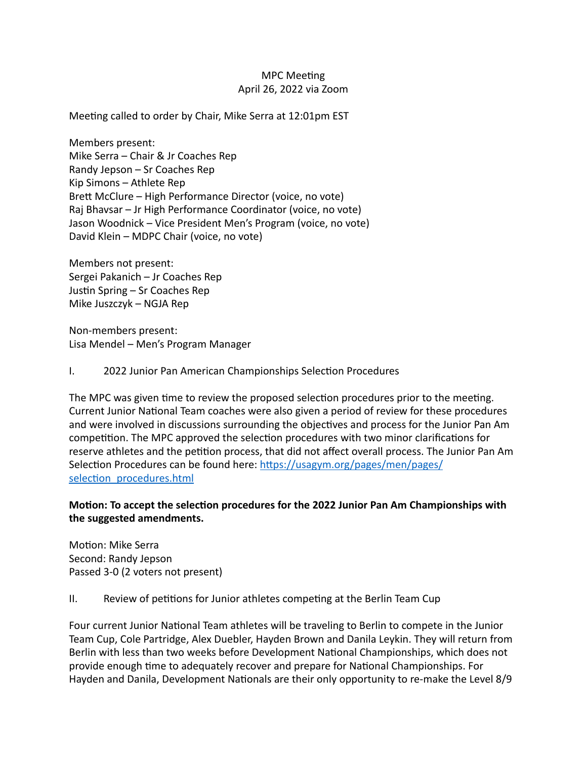MPC Meeting
April 26, 2022 via Zoom

Meeting called to order by Chair, Mike Serra at 12:01pm EST

Members present:
Mike Serra – Chair & Jr Coaches Rep
Randy Jepson – Sr Coaches Rep
Kip Simons – Athlete Rep
Brett McClure – High Performance Director (voice, no vote)
Raj Bhavsar – Jr High Performance Coordinator (voice, no vote)
Jason Woodnick – Vice President Men's Program (voice, no vote)
David Klein – MDPC Chair (voice, no vote)

Members not present:
Sergei Pakanich – Jr Coaches Rep
Justin Spring – Sr Coaches Rep
Mike Juszczyk – NGJA Rep

Non-members present:
Lisa Mendel – Men's Program Manager

I. 2022 Junior Pan American Championships Selection Procedures

The MPC was given time to review the proposed selection procedures prior to the meeting. Current Junior National Team coaches were also given a period of review for these procedures and were involved in discussions surrounding the objectives and process for the Junior Pan Am competition. The MPC approved the selection procedures with two minor clarifications for reserve athletes and the petition process, that did not affect overall process. The Junior Pan Am Selection Procedures can be found here: [https://usagym.org/pages/men/pages/selection_procedures.html](https://usagym.org/pages/men/pages/selection_procedures.html)

**Motion: To accept the selection procedures for the 2022 Junior Pan Am Championships with the suggested amendments.**

Motion: Mike Serra
Second: Randy Jepson
Passed 3-0 (2 voters not present)

II. Review of petitions for Junior athletes competing at the Berlin Team Cup

Four current Junior National Team athletes will be traveling to Berlin to compete in the Junior Team Cup, Cole Partridge, Alex Duebler, Hayden Brown and Danila Leykin. They will return from Berlin with less than two weeks before Development National Championships, which does not provide enough time to adequately recover and prepare for National Championships. For Hayden and Danila, Development Nationals are their only opportunity to re-make the Level 8/9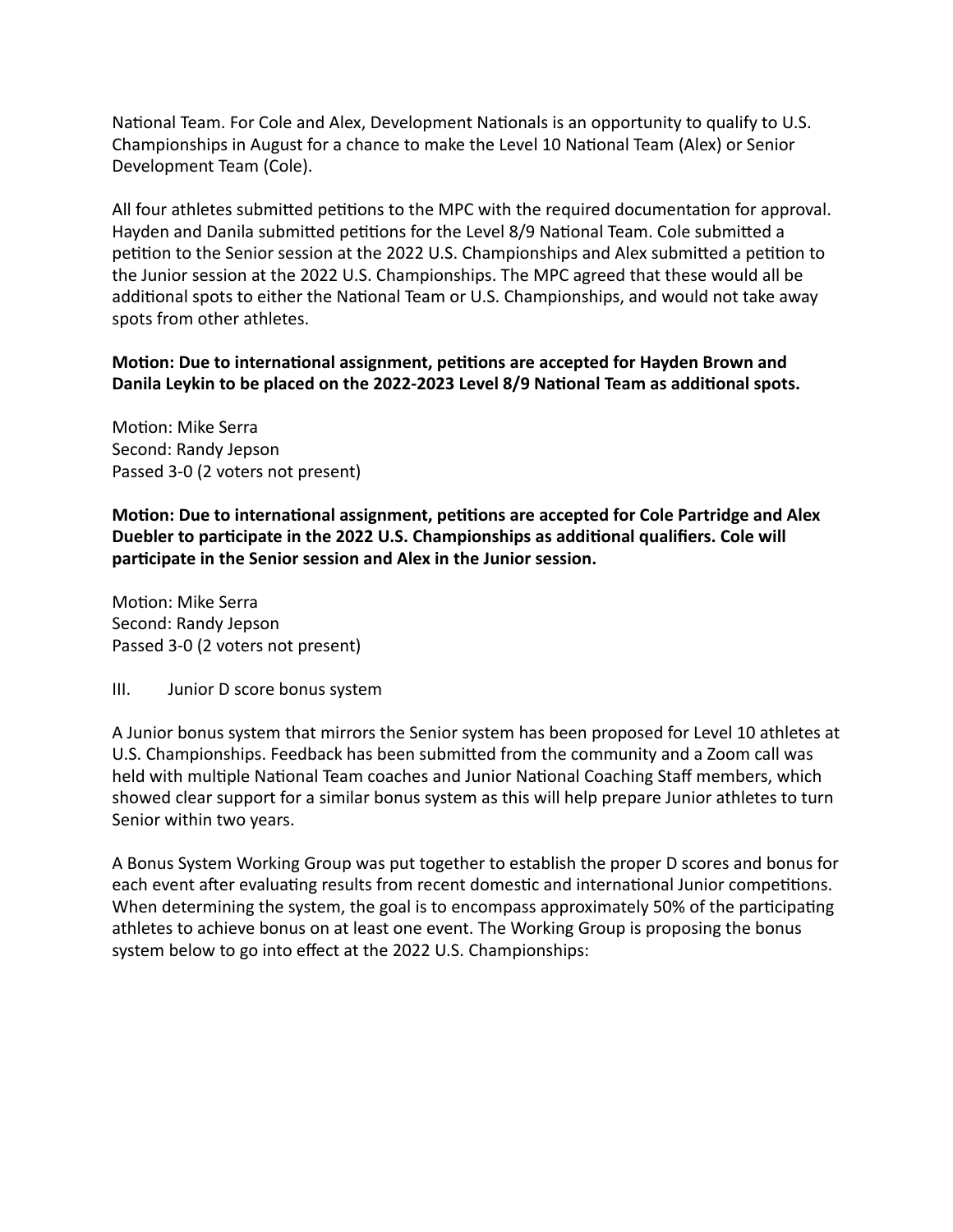National Team. For Cole and Alex, Development Nationals is an opportunity to qualify to U.S. Championships in August for a chance to make the Level 10 National Team (Alex) or Senior Development Team (Cole).

All four athletes submitted petitions to the MPC with the required documentation for approval. Hayden and Danila submitted petitions for the Level 8/9 National Team. Cole submitted a petition to the Senior session at the 2022 U.S. Championships and Alex submitted a petition to the Junior session at the 2022 U.S. Championships. The MPC agreed that these would all be additional spots to either the National Team or U.S. Championships, and would not take away spots from other athletes.

**Motion: Due to international assignment, petitions are accepted for Hayden Brown and Danila Leykin to be placed on the 2022-2023 Level 8/9 National Team as additional spots.**

Motion: Mike Serra
Second: Randy Jepson
Passed 3-0 (2 voters not present)

**Motion: Due to international assignment, petitions are accepted for Cole Partridge and Alex Duebler to participate in the 2022 U.S. Championships as additional qualifiers. Cole will participate in the Senior session and Alex in the Junior session.**

Motion: Mike Serra
Second: Randy Jepson
Passed 3-0 (2 voters not present)

III. Junior D score bonus system

A Junior bonus system that mirrors the Senior system has been proposed for Level 10 athletes at U.S. Championships. Feedback has been submitted from the community and a Zoom call was held with multiple National Team coaches and Junior National Coaching Staff members, which showed clear support for a similar bonus system as this will help prepare Junior athletes to turn Senior within two years.

A Bonus System Working Group was put together to establish the proper D scores and bonus for each event after evaluating results from recent domestic and international Junior competitions. When determining the system, the goal is to encompass approximately 50% of the participating athletes to achieve bonus on at least one event. The Working Group is proposing the bonus system below to go into effect at the 2022 U.S. Championships: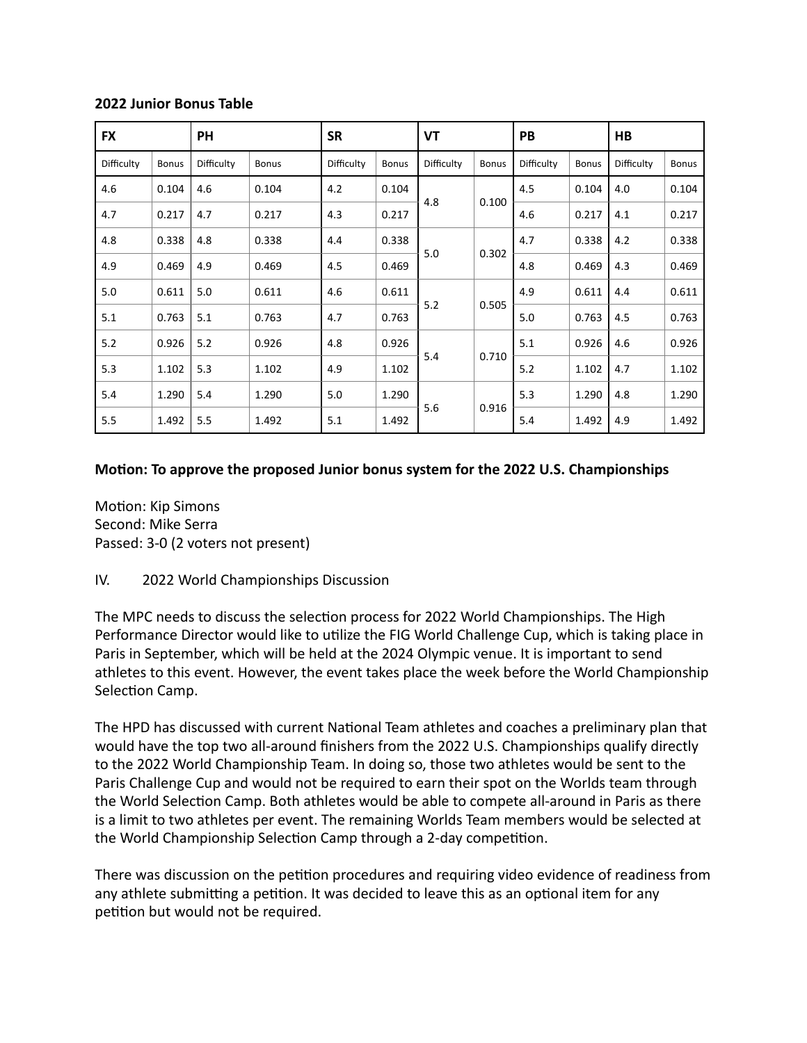**2022 Junior Bonus Table**

| FX | | PH | | SR | | VT | | PB | | HB | |
|---|---|---|---|---|---|---|---|---|---|---|---|
| Difficulty | Bonus | Difficulty | Bonus | Difficulty | Bonus | Difficulty | Bonus | Difficulty | Bonus | Difficulty | Bonus |
| 4.6 | 0.104 | 4.6 | 0.104 | 4.2 | 0.104 | 4.8 | 0.100 | 4.5 | 0.104 | 4.0 | 0.104 |
| 4.7 | 0.217 | 4.7 | 0.217 | 4.3 | 0.217 | | | 4.6 | 0.217 | 4.1 | 0.217 |
| 4.8 | 0.338 | 4.8 | 0.338 | 4.4 | 0.338 | 5.0 | 0.302 | 4.7 | 0.338 | 4.2 | 0.338 |
| 4.9 | 0.469 | 4.9 | 0.469 | 4.5 | 0.469 | | | 4.8 | 0.469 | 4.3 | 0.469 |
| 5.0 | 0.611 | 5.0 | 0.611 | 4.6 | 0.611 | 5.2 | 0.505 | 4.9 | 0.611 | 4.4 | 0.611 |
| 5.1 | 0.763 | 5.1 | 0.763 | 4.7 | 0.763 | | | 5.0 | 0.763 | 4.5 | 0.763 |
| 5.2 | 0.926 | 5.2 | 0.926 | 4.8 | 0.926 | 5.4 | 0.710 | 5.1 | 0.926 | 4.6 | 0.926 |
| 5.3 | 1.102 | 5.3 | 1.102 | 4.9 | 1.102 | | | 5.2 | 1.102 | 4.7 | 1.102 |
| 5.4 | 1.290 | 5.4 | 1.290 | 5.0 | 1.290 | 5.6 | 0.916 | 5.3 | 1.290 | 4.8 | 1.290 |
| 5.5 | 1.492 | 5.5 | 1.492 | 5.1 | 1.492 | | | 5.4 | 1.492 | 4.9 | 1.492 |

**Motion: To approve the proposed Junior bonus system for the 2022 U.S. Championships**

Motion: Kip Simons
Second: Mike Serra
Passed: 3-0 (2 voters not present)

IV. 2022 World Championships Discussion

The MPC needs to discuss the selection process for 2022 World Championships. The High Performance Director would like to utilize the FIG World Challenge Cup, which is taking place in Paris in September, which will be held at the 2024 Olympic venue. It is important to send athletes to this event. However, the event takes place the week before the World Championship Selection Camp.

The HPD has discussed with current National Team athletes and coaches a preliminary plan that would have the top two all-around finishers from the 2022 U.S. Championships qualify directly to the 2022 World Championship Team. In doing so, those two athletes would be sent to the Paris Challenge Cup and would not be required to earn their spot on the Worlds team through the World Selection Camp. Both athletes would be able to compete all-around in Paris as there is a limit to two athletes per event. The remaining Worlds Team members would be selected at the World Championship Selection Camp through a 2-day competition.

There was discussion on the petition procedures and requiring video evidence of readiness from any athlete submitting a petition. It was decided to leave this as an optional item for any petition but would not be required.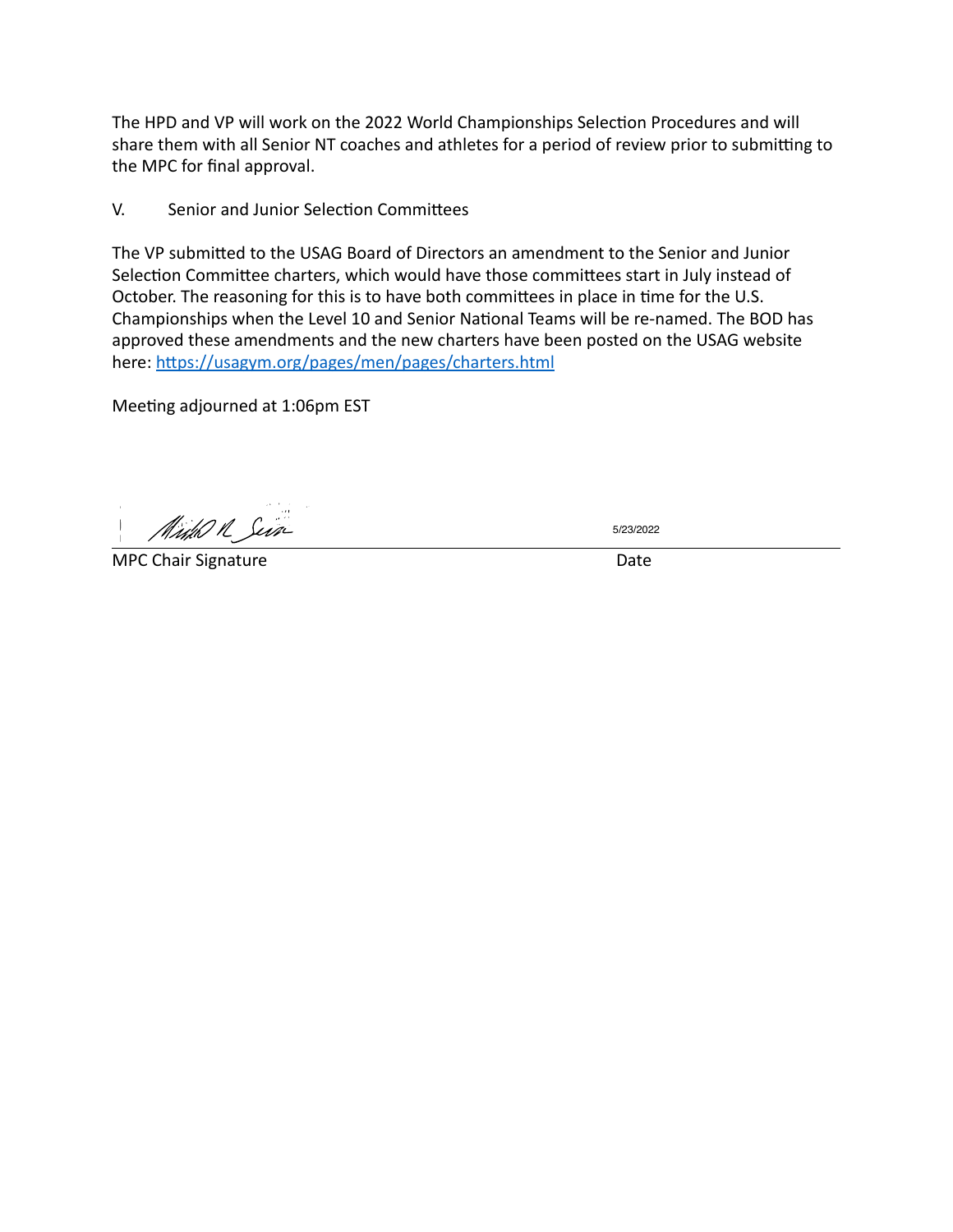The HPD and VP will work on the 2022 World Championships Selection Procedures and will share them with all Senior NT coaches and athletes for a period of review prior to submitting to the MPC for final approval.

V. Senior and Junior Selection Committees

The VP submitted to the USAG Board of Directors an amendment to the Senior and Junior Selection Committee charters, which would have those committees start in July instead of October. The reasoning for this is to have both committees in place in time for the U.S. Championships when the Level 10 and Senior National Teams will be re-named. The BOD has approved these amendments and the new charters have been posted on the USAG website here: https://usagym.org/pages/men/pages/charters.html

Meeting adjourned at 1:06pm EST

5/23/2022

MPC Chair Signature Date